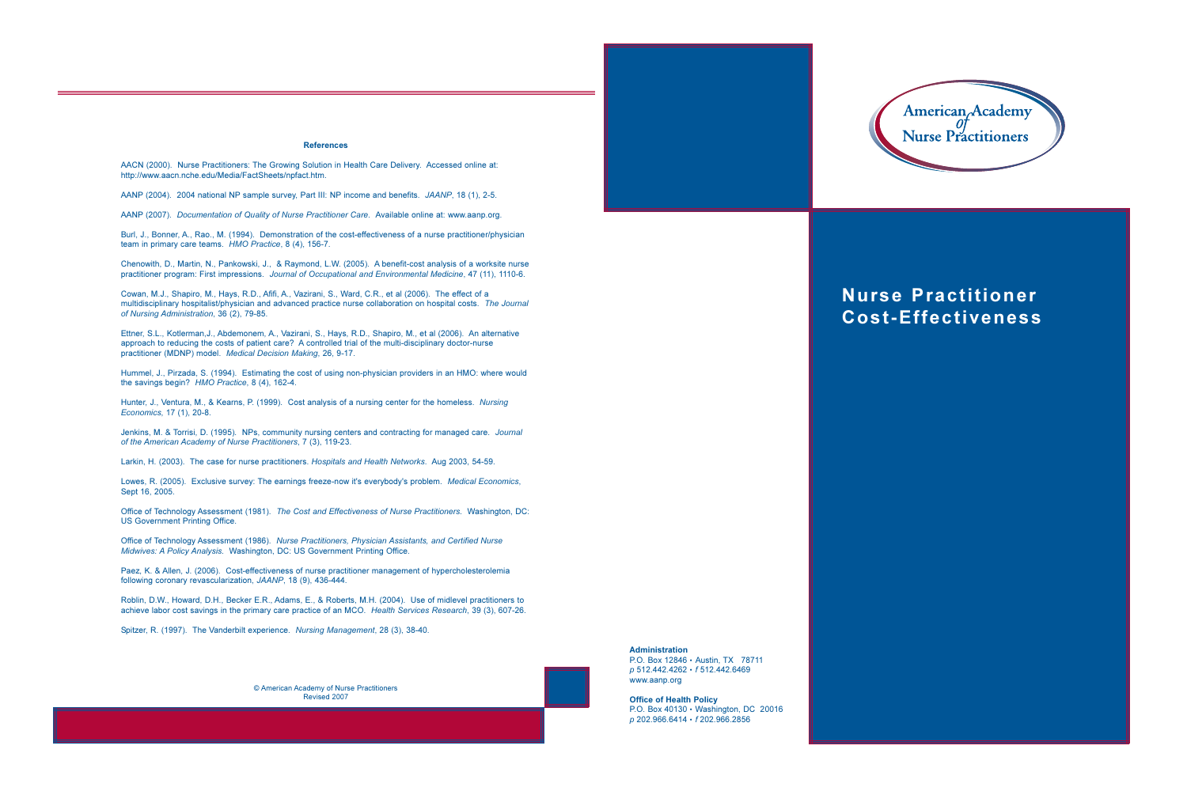## References

AACN (2000). Nurse Practitioners: The Growing Solution in Health Care Delivery. Accessed online at: http://www.aacn.nche.edu/Media/FactSheets/npfact.htm.

AANP (2004). 2004 national NP sample survey, Part III: NP income and benefits. *JAANP*, 18 (1), 2-5.

AANP (2007). *Documentation of Quality of Nurse Practitioner Care*. Available online at: www.aanp.org.

Burl, J., Bonner, A., Rao., M. (1994). Demonstration of the cost-effectiveness of a nurse practitioner/physician team in primary care teams. *HMO Practice*, 8 (4), 156-7.

Chenowith, D., Martin, N., Pankowski, J., & Raymond, L.W. (2005). A benefit-cost analysis of a worksite nurse practitioner program: First impressions. *Journal of Occupational and Environmental Medicine*, 47 (11), 1110-6.

Cowan, M.J., Shapiro, M., Hays, R.D., Afifi, A., Vazirani, S., Ward, C.R., et al (2006). The effect of a multidisciplinary hospitalist/physician and advanced practice nurse collaboration on hospital costs. *The Journal of Nursing Administration*, 36 (2), 79-85.

Ettner, S.L., Kotlerman,J., Abdemonem, A., Vazirani, S., Hays, R.D., Shapiro, M., et al (2006). An alternative approach to reducing the costs of patient care? A controlled trial of the multi-disciplinary doctor-nurse practitioner (MDNP) model. *Medical Decision Making*, 26, 9-17.

Hummel, J., Pirzada, S. (1994). Estimating the cost of using non-physician providers in an HMO: where would the savings begin? *HMO Practice*, 8 (4), 162-4.

Hunter, J., Ventura, M., & Kearns, P. (1999). Cost analysis of a nursing center for the homeless. *Nursing Economics*, 17 (1), 20-8.

Jenkins, M. & Torrisi, D. (1995). NPs, community nursing centers and contracting for managed care. *Journal of the American Academy of Nurse Practitioners*, 7 (3), 119-23.

Larkin, H. (2003). The case for nurse practitioners. *Hospitals and Health Networks*. Aug 2003, 54-59.

Lowes, R. (2005). Exclusive survey: The earnings freeze-now it's everybody's problem. *Medical Economics*, Sept 16, 2005.

Office of Technology Assessment (1981). *The Cost and Effectiveness of Nurse Practitioners*. Washington, DC: US Government Printing Office.

Office of Technology Assessment (1986). *Nurse Practitioners, Physician Assistants, and Certified Nurse Midwives: A Policy Analysis*. Washington, DC: US Government Printing Office.

Paez, K. & Allen, J. (2006). Cost-effectiveness of nurse practitioner management of hypercholesterolemia following coronary revascularization, *JAANP*, 18 (9), 436-444.

Roblin, D.W., Howard, D.H., Becker E.R., Adams, E., & Roberts, M.H. (2004). Use of midlevel practitioners to achieve labor cost savings in the primary care practice of an MCO. *Health Services Research*, 39 (3), 607-26.

Spitzer, R. (1997). The Vanderbilt experience. *Nursing Management*, 28 (3), 38-40.

© American Academy of Nurse Practitioners
Revised 2007

American Academy of Nurse Practitioners

# Nurse Practitioner Cost-Effectiveness

**Administration**
P.O. Box 12846 • Austin, TX 78711
*p* 512.442.4262 • *f* 512.442.6469
www.aanp.org

**Office of Health Policy**
P.O. Box 40130 • Washington, DC 20016
*p* 202.966.6414 • *f* 202.966.2856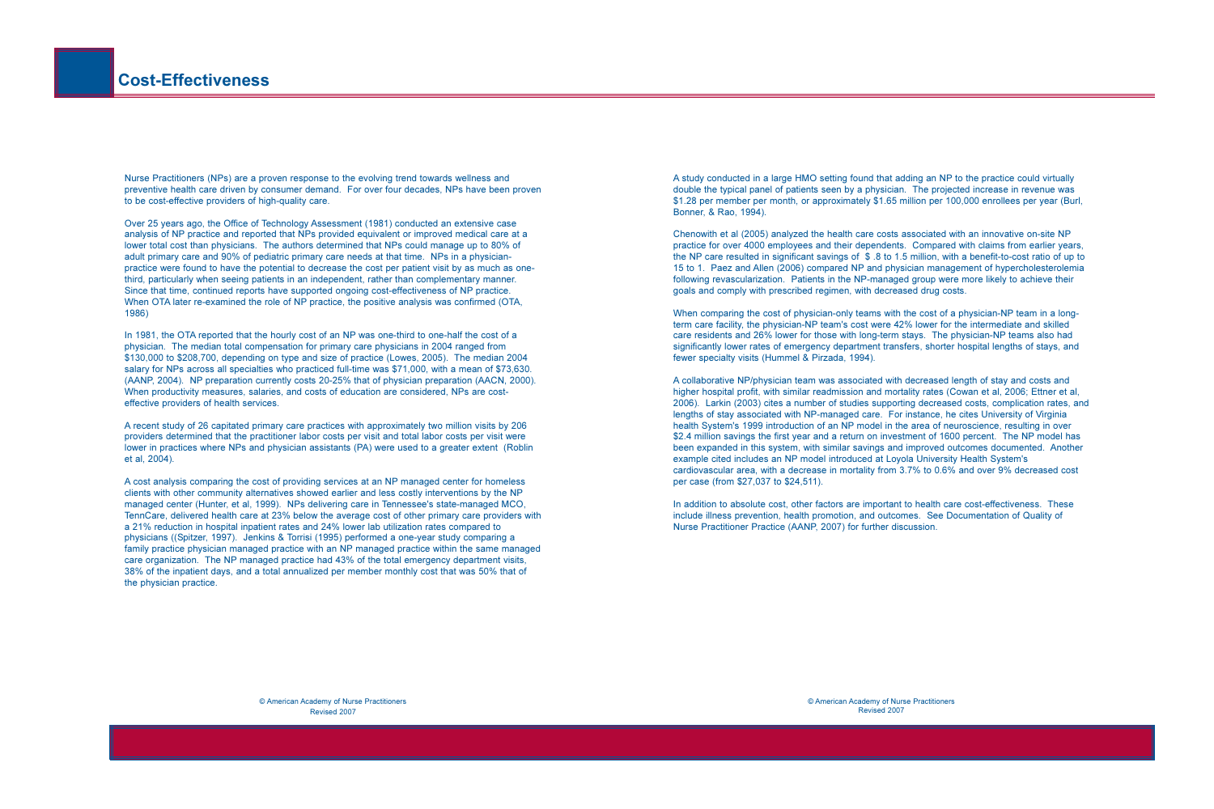# Cost-Effectiveness

Nurse Practitioners (NPs) are a proven response to the evolving trend towards wellness and preventive health care driven by consumer demand. For over four decades, NPs have been proven to be cost-effective providers of high-quality care.

Over 25 years ago, the Office of Technology Assessment (1981) conducted an extensive case analysis of NP practice and reported that NPs provided equivalent or improved medical care at a lower total cost than physicians. The authors determined that NPs could manage up to 80% of adult primary care and 90% of pediatric primary care needs at that time. NPs in a physician-practice were found to have the potential to decrease the cost per patient visit by as much as one-third, particularly when seeing patients in an independent, rather than complementary manner. Since that time, continued reports have supported ongoing cost-effectiveness of NP practice. When OTA later re-examined the role of NP practice, the positive analysis was confirmed (OTA, 1986)

In 1981, the OTA reported that the hourly cost of an NP was one-third to one-half the cost of a physician. The median total compensation for primary care physicians in 2004 ranged from $130,000 to $208,700, depending on type and size of practice (Lowes, 2005). The median 2004 salary for NPs across all specialties who practiced full-time was $71,000, with a mean of $73,630. (AANP, 2004). NP preparation currently costs 20-25% that of physician preparation (AACN, 2000). When productivity measures, salaries, and costs of education are considered, NPs are cost-effective providers of health services.

A recent study of 26 capitated primary care practices with approximately two million visits by 206 providers determined that the practitioner labor costs per visit and total labor costs per visit were lower in practices where NPs and physician assistants (PA) were used to a greater extent (Roblin et al, 2004).

A cost analysis comparing the cost of providing services at an NP managed center for homeless clients with other community alternatives showed earlier and less costly interventions by the NP managed center (Hunter, et al, 1999). NPs delivering care in Tennessee's state-managed MCO, TennCare, delivered health care at 23% below the average cost of other primary care providers with a 21% reduction in hospital inpatient rates and 24% lower lab utilization rates compared to physicians ((Spitzer, 1997). Jenkins & Torrisi (1995) performed a one-year study comparing a family practice physician managed practice with an NP managed practice within the same managed care organization. The NP managed practice had 43% of the total emergency department visits, 38% of the inpatient days, and a total annualized per member monthly cost that was 50% that of the physician practice.

A study conducted in a large HMO setting found that adding an NP to the practice could virtually double the typical panel of patients seen by a physician. The projected increase in revenue was $1.28 per member per month, or approximately $1.65 million per 100,000 enrollees per year (Burl, Bonner, & Rao, 1994).

Chenowith et al (2005) analyzed the health care costs associated with an innovative on-site NP practice for over 4000 employees and their dependents. Compared with claims from earlier years, the NP care resulted in significant savings of $ .8 to 1.5 million, with a benefit-to-cost ratio of up to 15 to 1. Paez and Allen (2006) compared NP and physician management of hypercholesterolemia following revascularization. Patients in the NP-managed group were more likely to achieve their goals and comply with prescribed regimen, with decreased drug costs.

When comparing the cost of physician-only teams with the cost of a physician-NP team in a long-term care facility, the physician-NP team's cost were 42% lower for the intermediate and skilled care residents and 26% lower for those with long-term stays. The physician-NP teams also had significantly lower rates of emergency department transfers, shorter hospital lengths of stays, and fewer specialty visits (Hummel & Pirzada, 1994).

A collaborative NP/physician team was associated with decreased length of stay and costs and higher hospital profit, with similar readmission and mortality rates (Cowan et al, 2006; Ettner et al, 2006). Larkin (2003) cites a number of studies supporting decreased costs, complication rates, and lengths of stay associated with NP-managed care. For instance, he cites University of Virginia health System's 1999 introduction of an NP model in the area of neuroscience, resulting in over $2.4 million savings the first year and a return on investment of 1600 percent. The NP model has been expanded in this system, with similar savings and improved outcomes documented. Another example cited includes an NP model introduced at Loyola University Health System's cardiovascular area, with a decrease in mortality from 3.7% to 0.6% and over 9% decreased cost per case (from $27,037 to $24,511).

In addition to absolute cost, other factors are important to health care cost-effectiveness. These include illness prevention, health promotion, and outcomes. See Documentation of Quality of Nurse Practitioner Practice (AANP, 2007) for further discussion.

© American Academy of Nurse Practitioners
Revised 2007